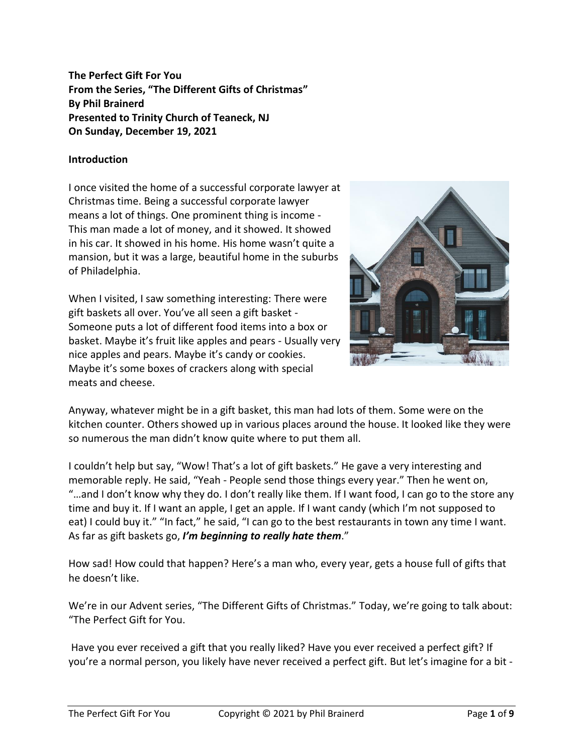**The Perfect Gift For You**
**From the Series, "The Different Gifts of Christmas"**
**By Phil Brainerd**
**Presented to Trinity Church of Teaneck, NJ**
**On Sunday, December 19, 2021**

**Introduction**

I once visited the home of a successful corporate lawyer at Christmas time. Being a successful corporate lawyer means a lot of things. One prominent thing is income - This man made a lot of money, and it showed. It showed in his car. It showed in his home. His home wasn't quite a mansion, but it was a large, beautiful home in the suburbs of Philadelphia.

When I visited, I saw something interesting: There were gift baskets all over. You've all seen a gift basket - Someone puts a lot of different food items into a box or basket. Maybe it's fruit like apples and pears - Usually very nice apples and pears. Maybe it's candy or cookies. Maybe it's some boxes of crackers along with special meats and cheese.

Anyway, whatever might be in a gift basket, this man had lots of them. Some were on the kitchen counter. Others showed up in various places around the house. It looked like they were so numerous the man didn't know quite where to put them all.

I couldn't help but say, "Wow! That's a lot of gift baskets." He gave a very interesting and memorable reply. He said, "Yeah - People send those things every year." Then he went on, "…and I don't know why they do. I don't really like them. If I want food, I can go to the store any time and buy it. If I want an apple, I get an apple. If I want candy (which I'm not supposed to eat) I could buy it." "In fact," he said, "I can go to the best restaurants in town any time I want. As far as gift baskets go, ***I'm beginning to really hate them***."

How sad! How could that happen? Here's a man who, every year, gets a house full of gifts that he doesn't like.

We're in our Advent series, "The Different Gifts of Christmas." Today, we're going to talk about: "The Perfect Gift for You.

Have you ever received a gift that you really liked? Have you ever received a perfect gift? If you're a normal person, you likely have never received a perfect gift. But let's imagine for a bit -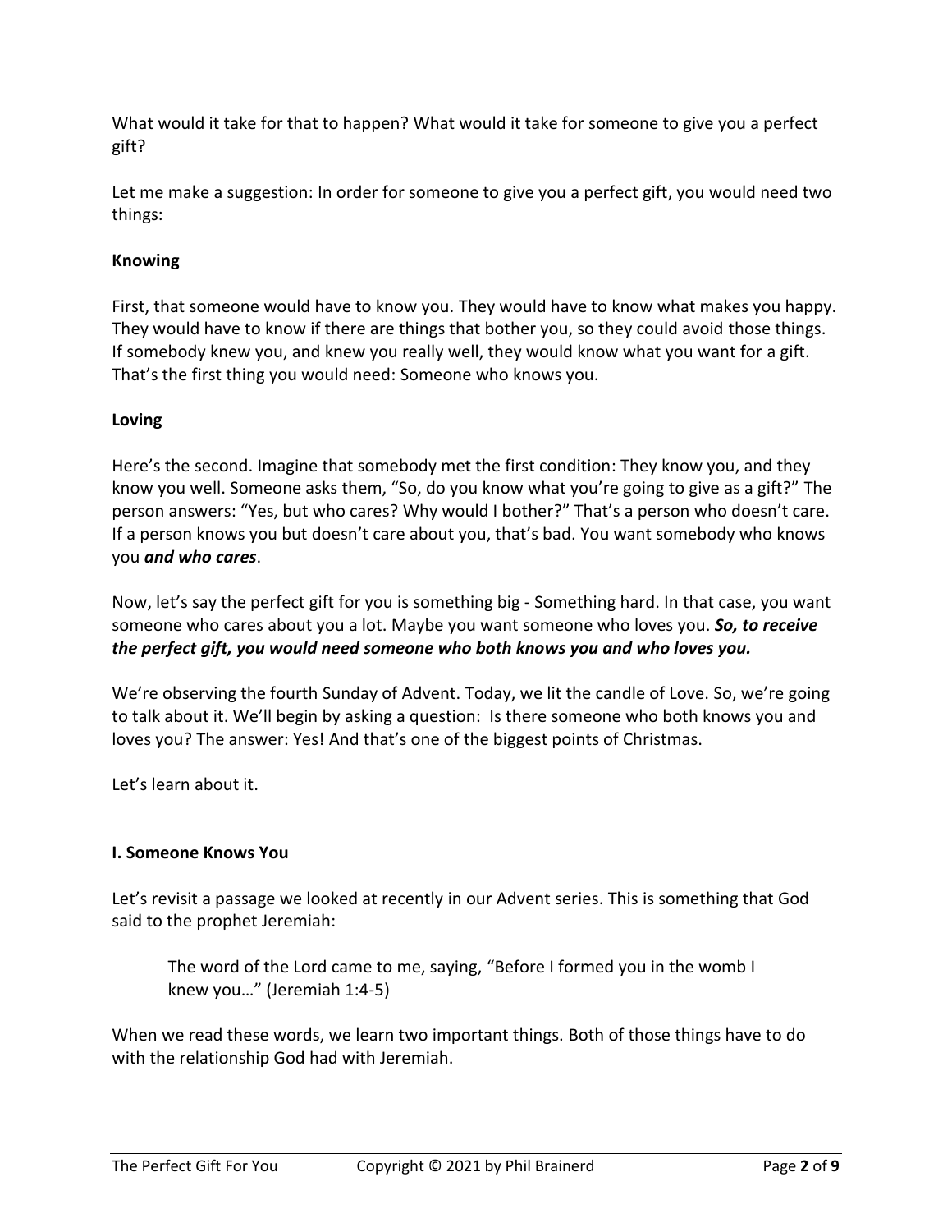What would it take for that to happen? What would it take for someone to give you a perfect gift?

Let me make a suggestion: In order for someone to give you a perfect gift, you would need two things:

**Knowing**

First, that someone would have to know you. They would have to know what makes you happy. They would have to know if there are things that bother you, so they could avoid those things. If somebody knew you, and knew you really well, they would know what you want for a gift. That's the first thing you would need: Someone who knows you.

**Loving**

Here's the second. Imagine that somebody met the first condition: They know you, and they know you well. Someone asks them, "So, do you know what you're going to give as a gift?" The person answers: "Yes, but who cares? Why would I bother?" That's a person who doesn't care. If a person knows you but doesn't care about you, that's bad. You want somebody who knows you ***and who cares***.

Now, let's say the perfect gift for you is something big - Something hard. In that case, you want someone who cares about you a lot. Maybe you want someone who loves you. ***So, to receive the perfect gift, you would need someone who both knows you and who loves you.***

We're observing the fourth Sunday of Advent. Today, we lit the candle of Love. So, we're going to talk about it. We'll begin by asking a question: Is there someone who both knows you and loves you? The answer: Yes! And that's one of the biggest points of Christmas.

Let's learn about it.

## I. Someone Knows You

Let's revisit a passage we looked at recently in our Advent series. This is something that God said to the prophet Jeremiah:

> The word of the Lord came to me, saying, "Before I formed you in the womb I knew you…" (Jeremiah 1:4-5)

When we read these words, we learn two important things. Both of those things have to do with the relationship God had with Jeremiah.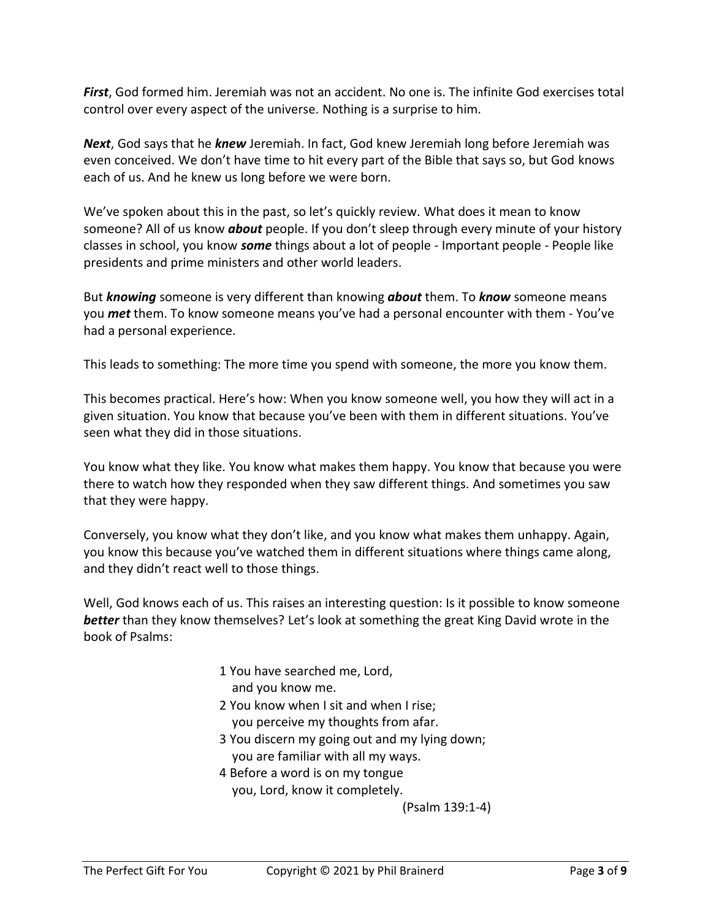***First***, God formed him. Jeremiah was not an accident. No one is. The infinite God exercises total control over every aspect of the universe. Nothing is a surprise to him.

***Next***, God says that he ***knew*** Jeremiah. In fact, God knew Jeremiah long before Jeremiah was even conceived. We don't have time to hit every part of the Bible that says so, but God knows each of us. And he knew us long before we were born.

We've spoken about this in the past, so let's quickly review. What does it mean to know someone? All of us know ***about*** people. If you don't sleep through every minute of your history classes in school, you know ***some*** things about a lot of people - Important people - People like presidents and prime ministers and other world leaders.

But ***knowing*** someone is very different than knowing ***about*** them. To ***know*** someone means you ***met*** them. To know someone means you've had a personal encounter with them - You've had a personal experience.

This leads to something: The more time you spend with someone, the more you know them.

This becomes practical. Here's how: When you know someone well, you how they will act in a given situation. You know that because you've been with them in different situations. You've seen what they did in those situations.

You know what they like. You know what makes them happy. You know that because you were there to watch how they responded when they saw different things. And sometimes you saw that they were happy.

Conversely, you know what they don't like, and you know what makes them unhappy. Again, you know this because you've watched them in different situations where things came along, and they didn't react well to those things.

Well, God knows each of us. This raises an interesting question: Is it possible to know someone ***better*** than they know themselves? Let's look at something the great King David wrote in the book of Psalms:

> 1 You have searched me, Lord,
> and you know me.
> 2 You know when I sit and when I rise;
> you perceive my thoughts from afar.
> 3 You discern my going out and my lying down;
> you are familiar with all my ways.
> 4 Before a word is on my tongue
> you, Lord, know it completely.
>
> (Psalm 139:1-4)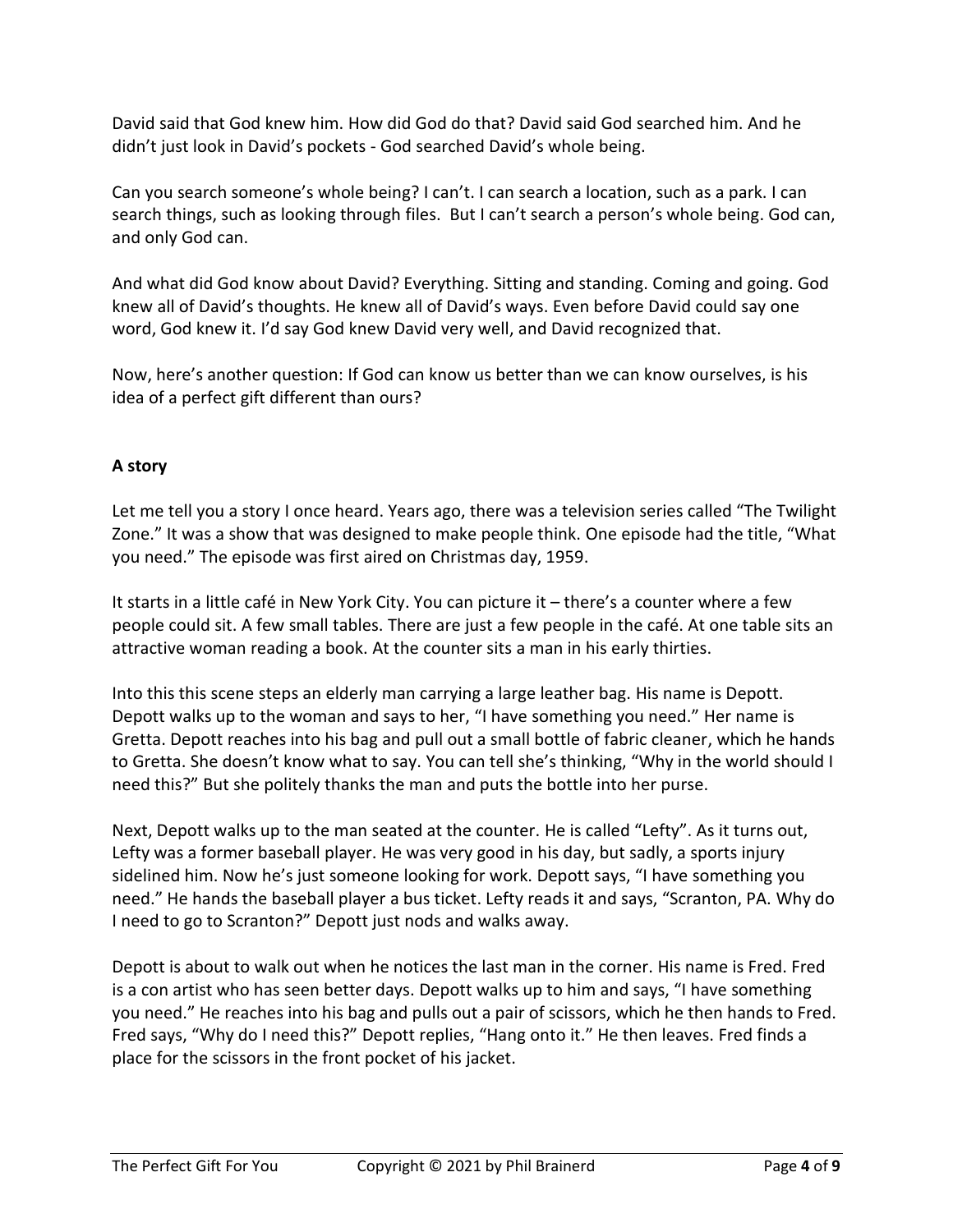David said that God knew him. How did God do that? David said God searched him. And he didn't just look in David's pockets - God searched David's whole being.

Can you search someone's whole being? I can't. I can search a location, such as a park. I can search things, such as looking through files. But I can't search a person's whole being. God can, and only God can.

And what did God know about David? Everything. Sitting and standing. Coming and going. God knew all of David's thoughts. He knew all of David's ways. Even before David could say one word, God knew it. I'd say God knew David very well, and David recognized that.

Now, here's another question: If God can know us better than we can know ourselves, is his idea of a perfect gift different than ours?

**A story**

Let me tell you a story I once heard. Years ago, there was a television series called "The Twilight Zone." It was a show that was designed to make people think. One episode had the title, "What you need." The episode was first aired on Christmas day, 1959.

It starts in a little café in New York City. You can picture it – there's a counter where a few people could sit. A few small tables. There are just a few people in the café. At one table sits an attractive woman reading a book. At the counter sits a man in his early thirties.

Into this this scene steps an elderly man carrying a large leather bag. His name is Depott. Depott walks up to the woman and says to her, "I have something you need." Her name is Gretta. Depott reaches into his bag and pull out a small bottle of fabric cleaner, which he hands to Gretta. She doesn't know what to say. You can tell she's thinking, "Why in the world should I need this?" But she politely thanks the man and puts the bottle into her purse.

Next, Depott walks up to the man seated at the counter. He is called "Lefty". As it turns out, Lefty was a former baseball player. He was very good in his day, but sadly, a sports injury sidelined him. Now he's just someone looking for work. Depott says, "I have something you need." He hands the baseball player a bus ticket. Lefty reads it and says, "Scranton, PA. Why do I need to go to Scranton?" Depott just nods and walks away.

Depott is about to walk out when he notices the last man in the corner. His name is Fred. Fred is a con artist who has seen better days. Depott walks up to him and says, "I have something you need." He reaches into his bag and pulls out a pair of scissors, which he then hands to Fred. Fred says, "Why do I need this?" Depott replies, "Hang onto it." He then leaves. Fred finds a place for the scissors in the front pocket of his jacket.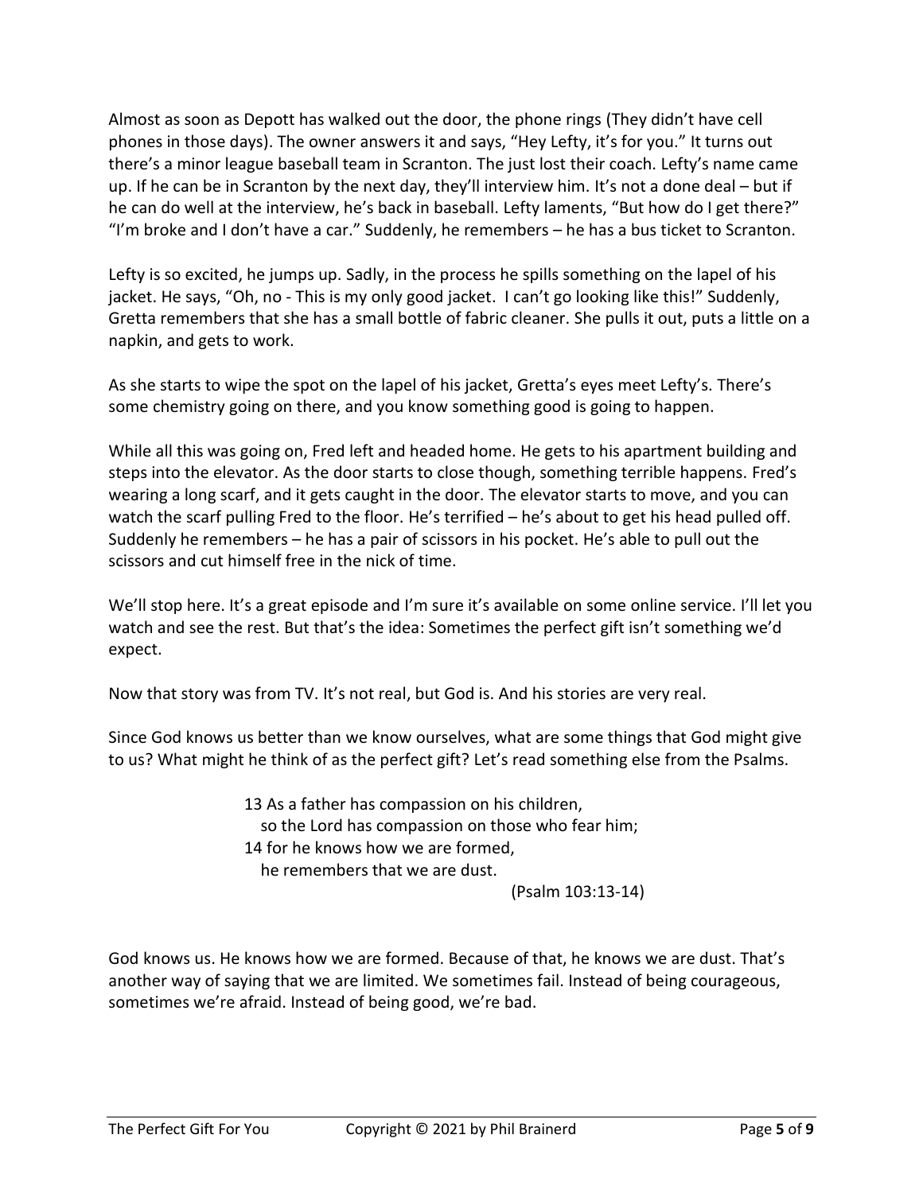Almost as soon as Depott has walked out the door, the phone rings (They didn't have cell phones in those days). The owner answers it and says, "Hey Lefty, it's for you." It turns out there's a minor league baseball team in Scranton. The just lost their coach. Lefty's name came up. If he can be in Scranton by the next day, they'll interview him. It's not a done deal – but if he can do well at the interview, he's back in baseball. Lefty laments, "But how do I get there?" "I'm broke and I don't have a car." Suddenly, he remembers – he has a bus ticket to Scranton.

Lefty is so excited, he jumps up. Sadly, in the process he spills something on the lapel of his jacket. He says, "Oh, no - This is my only good jacket. I can't go looking like this!" Suddenly, Gretta remembers that she has a small bottle of fabric cleaner. She pulls it out, puts a little on a napkin, and gets to work.

As she starts to wipe the spot on the lapel of his jacket, Gretta's eyes meet Lefty's. There's some chemistry going on there, and you know something good is going to happen.

While all this was going on, Fred left and headed home. He gets to his apartment building and steps into the elevator. As the door starts to close though, something terrible happens. Fred's wearing a long scarf, and it gets caught in the door. The elevator starts to move, and you can watch the scarf pulling Fred to the floor. He's terrified – he's about to get his head pulled off. Suddenly he remembers – he has a pair of scissors in his pocket. He's able to pull out the scissors and cut himself free in the nick of time.

We'll stop here. It's a great episode and I'm sure it's available on some online service. I'll let you watch and see the rest. But that's the idea: Sometimes the perfect gift isn't something we'd expect.

Now that story was from TV. It's not real, but God is. And his stories are very real.

Since God knows us better than we know ourselves, what are some things that God might give to us? What might he think of as the perfect gift? Let's read something else from the Psalms.

> 13 As a father has compassion on his children,
> so the Lord has compassion on those who fear him;
> 14 for he knows how we are formed,
> he remembers that we are dust.
>
> (Psalm 103:13-14)

God knows us. He knows how we are formed. Because of that, he knows we are dust. That's another way of saying that we are limited. We sometimes fail. Instead of being courageous, sometimes we're afraid. Instead of being good, we're bad.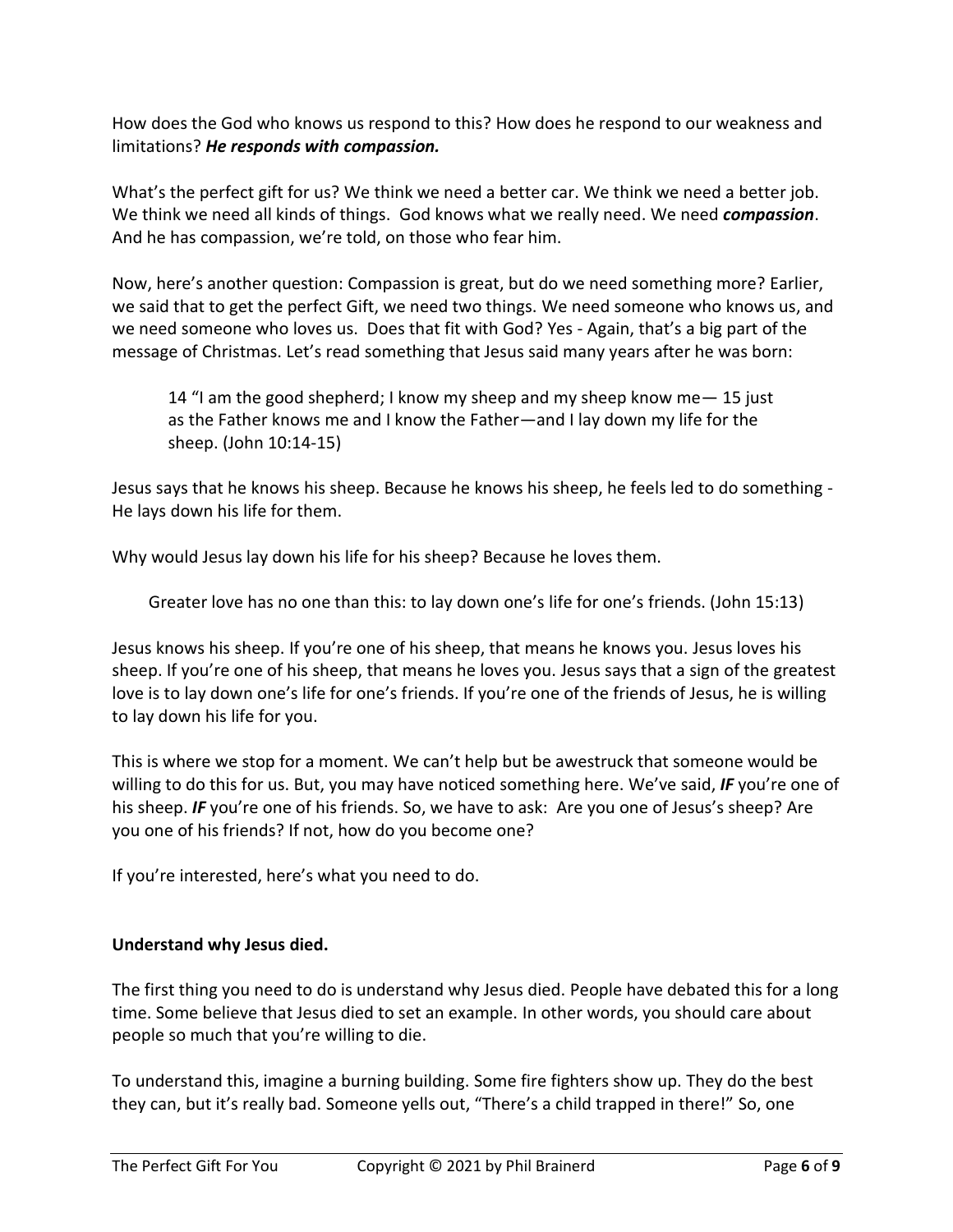How does the God who knows us respond to this? How does he respond to our weakness and limitations? ***He responds with compassion.***

What's the perfect gift for us? We think we need a better car. We think we need a better job. We think we need all kinds of things. God knows what we really need. We need ***compassion***. And he has compassion, we're told, on those who fear him.

Now, here's another question: Compassion is great, but do we need something more? Earlier, we said that to get the perfect Gift, we need two things. We need someone who knows us, and we need someone who loves us. Does that fit with God? Yes - Again, that's a big part of the message of Christmas. Let's read something that Jesus said many years after he was born:

> 14 "I am the good shepherd; I know my sheep and my sheep know me— 15 just as the Father knows me and I know the Father—and I lay down my life for the sheep. (John 10:14-15)

Jesus says that he knows his sheep. Because he knows his sheep, he feels led to do something - He lays down his life for them.

Why would Jesus lay down his life for his sheep? Because he loves them.

> Greater love has no one than this: to lay down one's life for one's friends. (John 15:13)

Jesus knows his sheep. If you're one of his sheep, that means he knows you. Jesus loves his sheep. If you're one of his sheep, that means he loves you. Jesus says that a sign of the greatest love is to lay down one's life for one's friends. If you're one of the friends of Jesus, he is willing to lay down his life for you.

This is where we stop for a moment. We can't help but be awestruck that someone would be willing to do this for us. But, you may have noticed something here. We've said, ***IF*** you're one of his sheep. ***IF*** you're one of his friends. So, we have to ask: Are you one of Jesus's sheep? Are you one of his friends? If not, how do you become one?

If you're interested, here's what you need to do.

**Understand why Jesus died.**

The first thing you need to do is understand why Jesus died. People have debated this for a long time. Some believe that Jesus died to set an example. In other words, you should care about people so much that you're willing to die.

To understand this, imagine a burning building. Some fire fighters show up. They do the best they can, but it's really bad. Someone yells out, "There's a child trapped in there!" So, one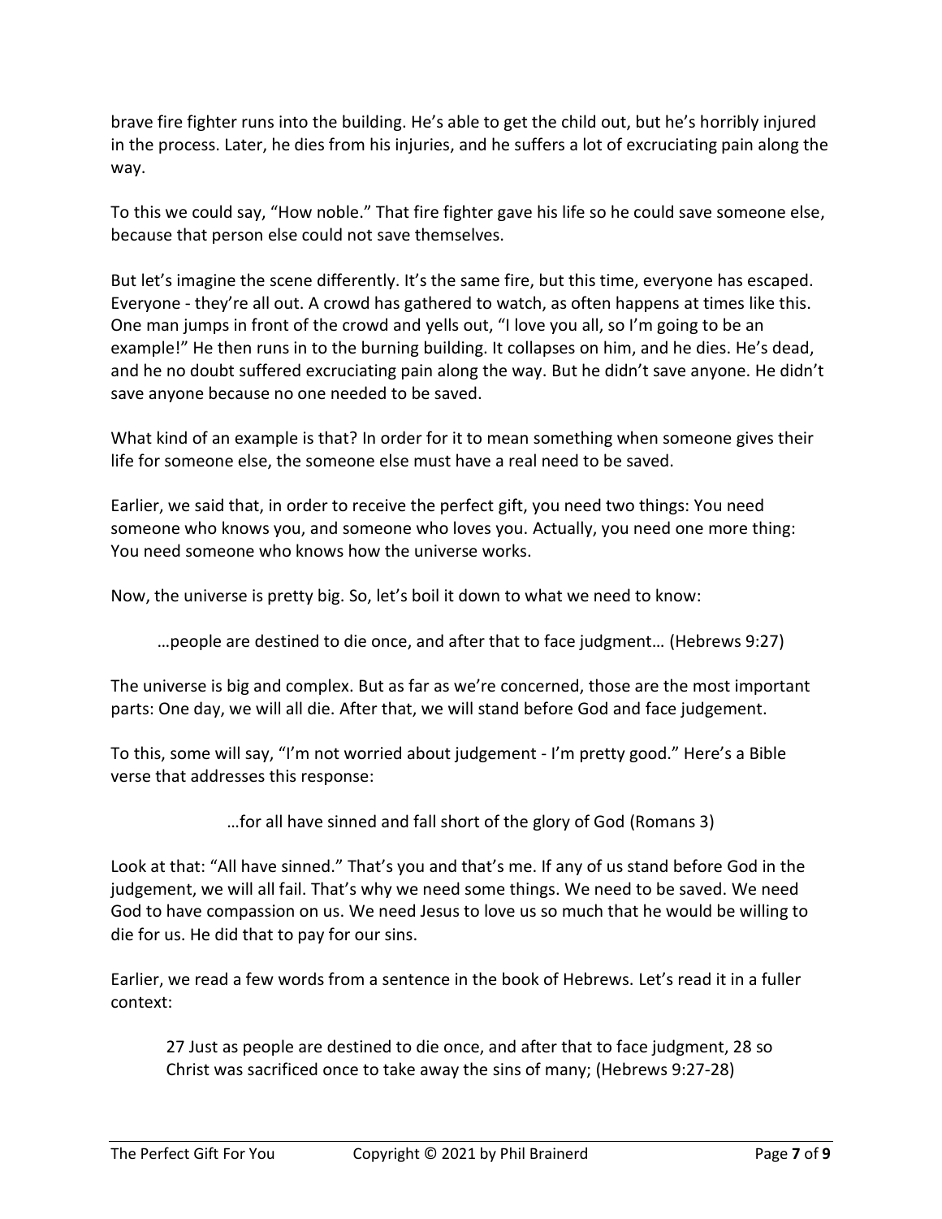brave fire fighter runs into the building. He's able to get the child out, but he's horribly injured in the process. Later, he dies from his injuries, and he suffers a lot of excruciating pain along the way.

To this we could say, "How noble." That fire fighter gave his life so he could save someone else, because that person else could not save themselves.

But let's imagine the scene differently. It's the same fire, but this time, everyone has escaped. Everyone - they're all out. A crowd has gathered to watch, as often happens at times like this. One man jumps in front of the crowd and yells out, "I love you all, so I'm going to be an example!" He then runs in to the burning building. It collapses on him, and he dies. He's dead, and he no doubt suffered excruciating pain along the way. But he didn't save anyone. He didn't save anyone because no one needed to be saved.

What kind of an example is that? In order for it to mean something when someone gives their life for someone else, the someone else must have a real need to be saved.

Earlier, we said that, in order to receive the perfect gift, you need two things: You need someone who knows you, and someone who loves you. Actually, you need one more thing: You need someone who knows how the universe works.

Now, the universe is pretty big. So, let's boil it down to what we need to know:

> …people are destined to die once, and after that to face judgment… (Hebrews 9:27)

The universe is big and complex. But as far as we're concerned, those are the most important parts: One day, we will all die. After that, we will stand before God and face judgement.

To this, some will say, "I'm not worried about judgement - I'm pretty good." Here's a Bible verse that addresses this response:

> …for all have sinned and fall short of the glory of God (Romans 3)

Look at that: "All have sinned." That's you and that's me. If any of us stand before God in the judgement, we will all fail. That's why we need some things. We need to be saved. We need God to have compassion on us. We need Jesus to love us so much that he would be willing to die for us. He did that to pay for our sins.

Earlier, we read a few words from a sentence in the book of Hebrews. Let's read it in a fuller context:

> 27 Just as people are destined to die once, and after that to face judgment, 28 so Christ was sacrificed once to take away the sins of many; (Hebrews 9:27-28)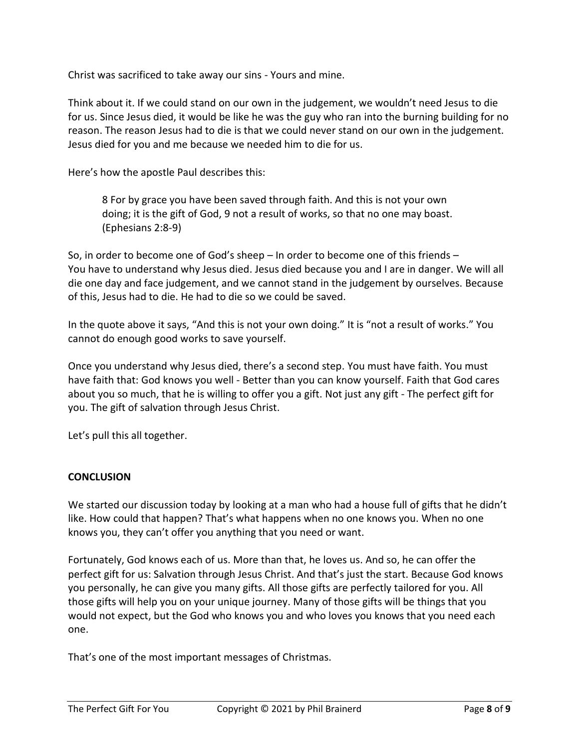Christ was sacrificed to take away our sins - Yours and mine.

Think about it. If we could stand on our own in the judgement, we wouldn't need Jesus to die for us. Since Jesus died, it would be like he was the guy who ran into the burning building for no reason. The reason Jesus had to die is that we could never stand on our own in the judgement. Jesus died for you and me because we needed him to die for us.

Here's how the apostle Paul describes this:

> 8 For by grace you have been saved through faith. And this is not your own doing; it is the gift of God, 9 not a result of works, so that no one may boast. (Ephesians 2:8-9)

So, in order to become one of God's sheep – In order to become one of this friends – You have to understand why Jesus died. Jesus died because you and I are in danger. We will all die one day and face judgement, and we cannot stand in the judgement by ourselves. Because of this, Jesus had to die. He had to die so we could be saved.

In the quote above it says, "And this is not your own doing." It is "not a result of works." You cannot do enough good works to save yourself.

Once you understand why Jesus died, there's a second step. You must have faith. You must have faith that: God knows you well - Better than you can know yourself. Faith that God cares about you so much, that he is willing to offer you a gift. Not just any gift - The perfect gift for you. The gift of salvation through Jesus Christ.

Let's pull this all together.

**CONCLUSION**

We started our discussion today by looking at a man who had a house full of gifts that he didn't like. How could that happen? That's what happens when no one knows you. When no one knows you, they can't offer you anything that you need or want.

Fortunately, God knows each of us. More than that, he loves us. And so, he can offer the perfect gift for us: Salvation through Jesus Christ. And that's just the start. Because God knows you personally, he can give you many gifts. All those gifts are perfectly tailored for you. All those gifts will help you on your unique journey. Many of those gifts will be things that you would not expect, but the God who knows you and who loves you knows that you need each one.

That's one of the most important messages of Christmas.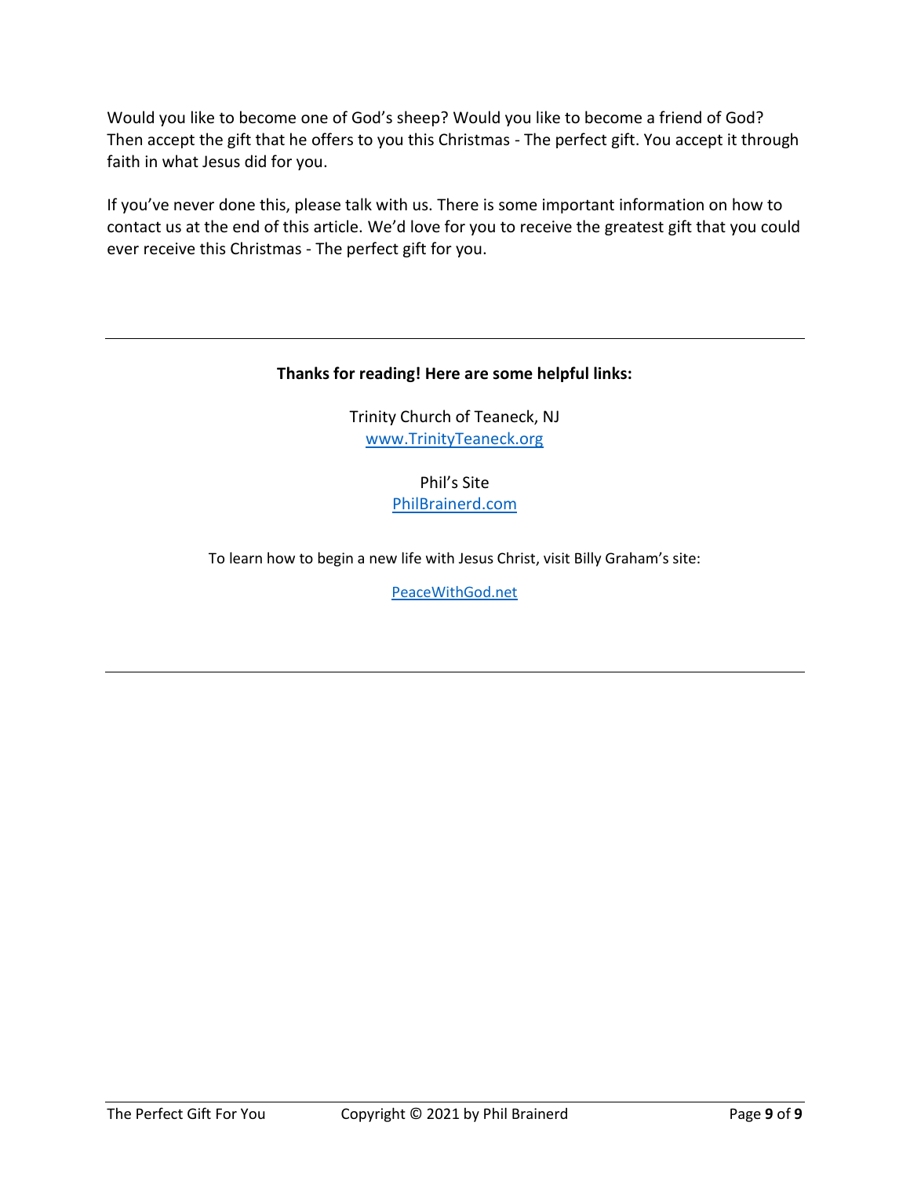Would you like to become one of God's sheep? Would you like to become a friend of God? Then accept the gift that he offers to you this Christmas - The perfect gift. You accept it through faith in what Jesus did for you.

If you've never done this, please talk with us. There is some important information on how to contact us at the end of this article. We'd love for you to receive the greatest gift that you could ever receive this Christmas - The perfect gift for you.

---

**Thanks for reading! Here are some helpful links:**

Trinity Church of Teaneck, NJ
www.TrinityTeaneck.org

Phil's Site
PhilBrainerd.com

To learn how to begin a new life with Jesus Christ, visit Billy Graham's site:

PeaceWithGod.net

---